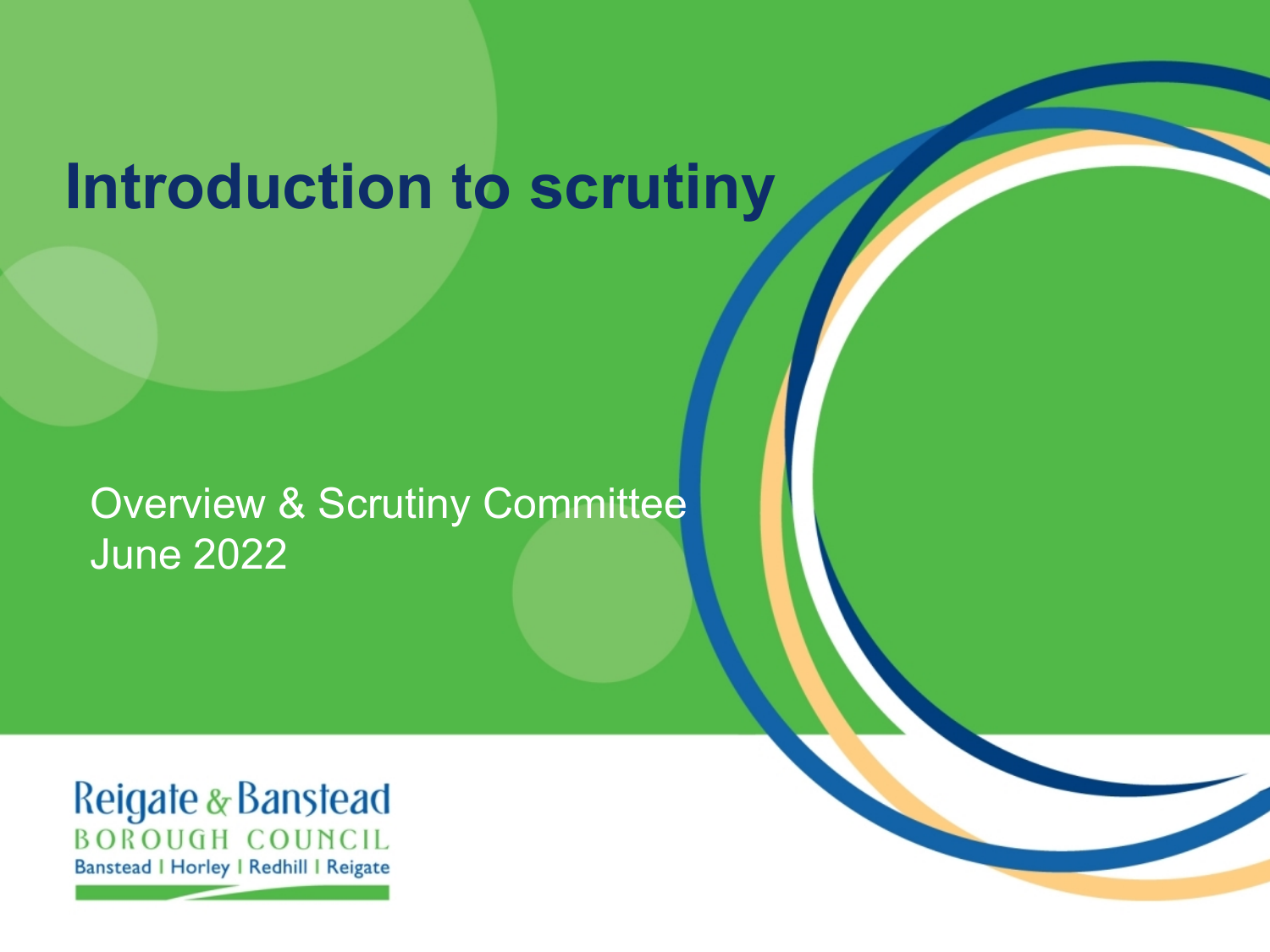# Introduction to scrutiny

Overview & Scrutiny Committee
June 2022

Reigate & Banstead
BOROUGH COUNCIL
Banstead | Horley | Redhill | Reigate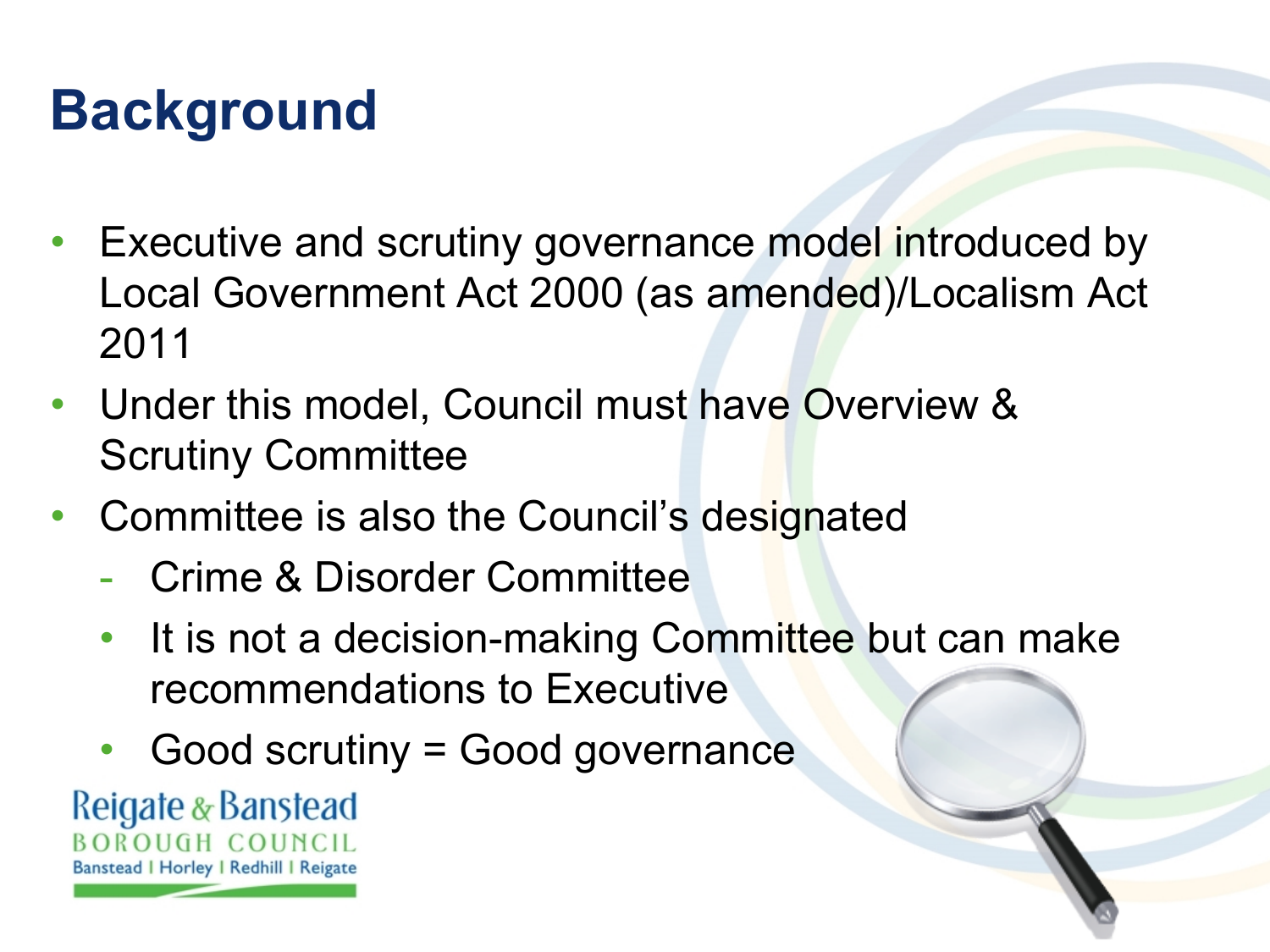# Background

- Executive and scrutiny governance model introduced by Local Government Act 2000 (as amended)/Localism Act 2011
- Under this model, Council must have Overview & Scrutiny Committee
- Committee is also the Council's designated
  - Crime & Disorder Committee
  - It is not a decision-making Committee but can make recommendations to Executive
  - Good scrutiny = Good governance

Reigate & Banstead
BOROUGH COUNCIL
Banstead | Horley | Redhill | Reigate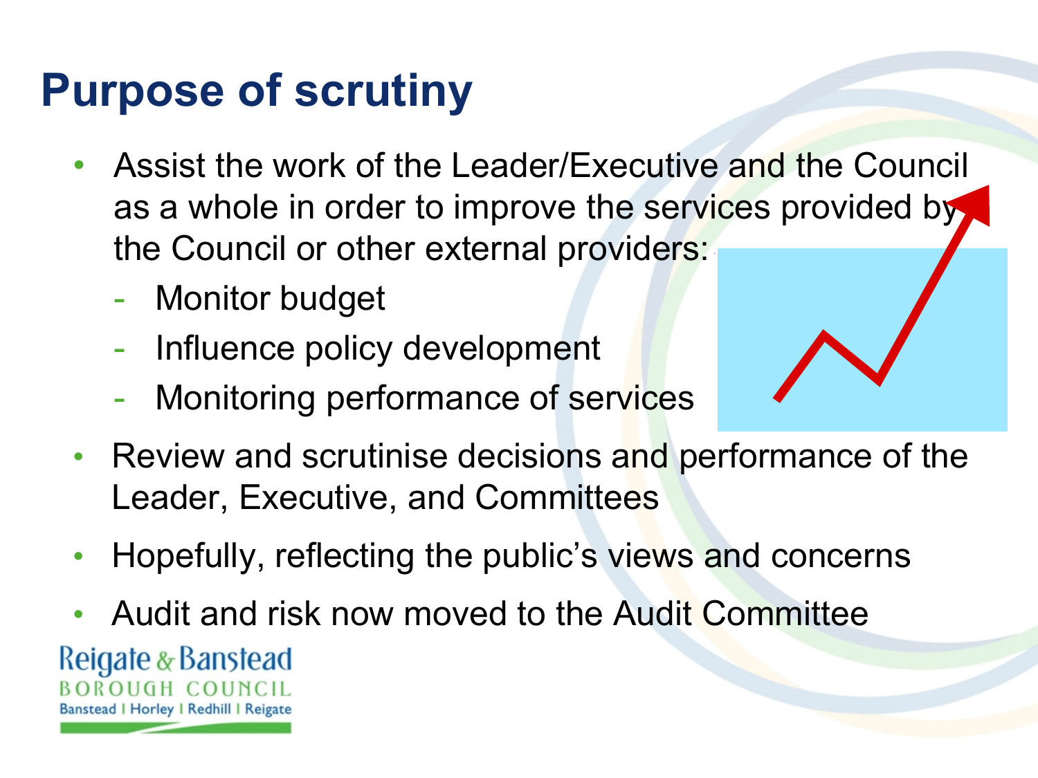# Purpose of scrutiny

- Assist the work of the Leader/Executive and the Council as a whole in order to improve the services provided by the Council or other external providers:
  - Monitor budget
  - Influence policy development
  - Monitoring performance of services
- Review and scrutinise decisions and performance of the Leader, Executive, and Committees
- Hopefully, reflecting the public's views and concerns
- Audit and risk now moved to the Audit Committee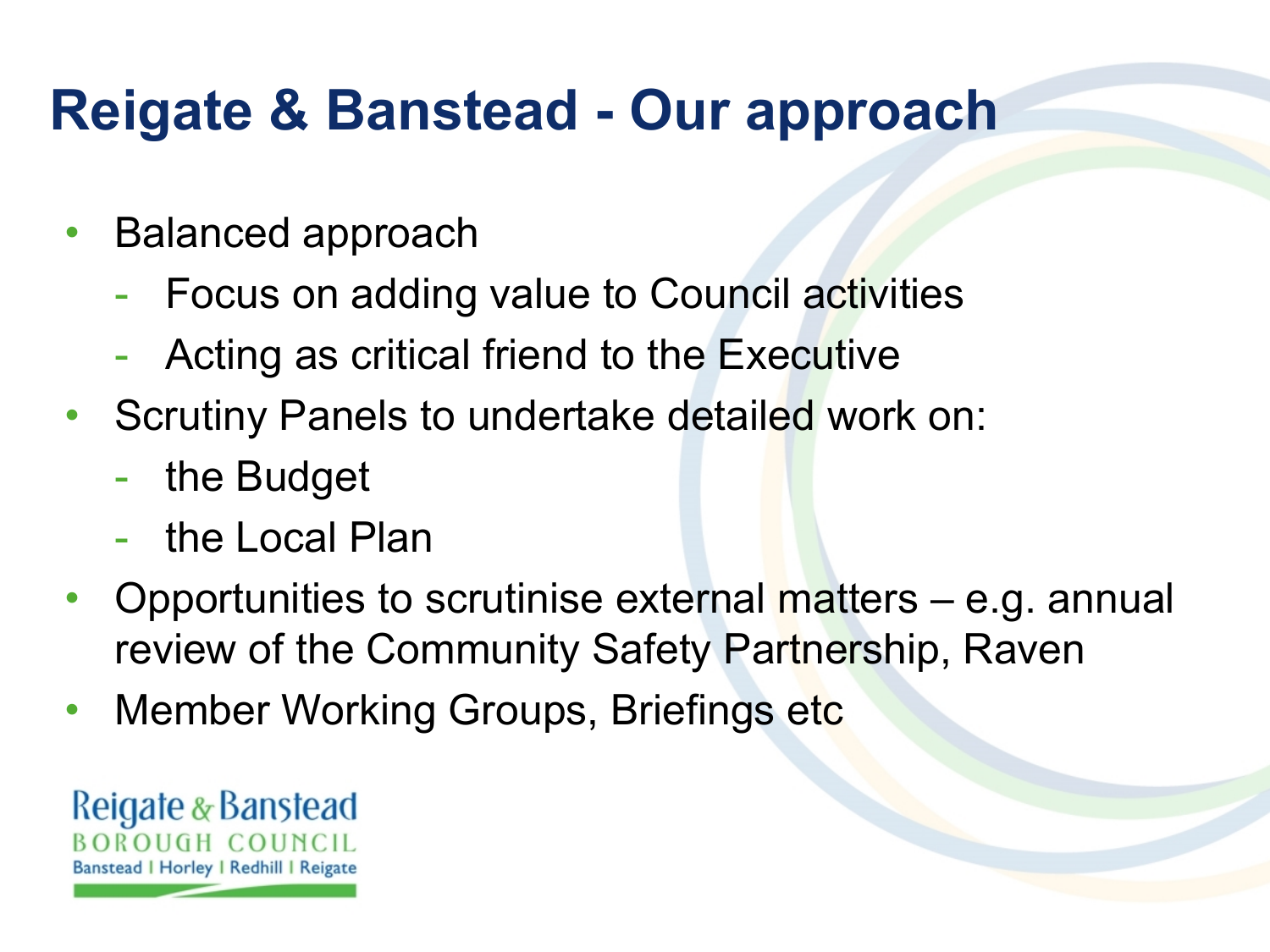# Reigate & Banstead - Our approach

- Balanced approach
  - Focus on adding value to Council activities
  - Acting as critical friend to the Executive
- Scrutiny Panels to undertake detailed work on:
  - the Budget
  - the Local Plan
- Opportunities to scrutinise external matters – e.g. annual review of the Community Safety Partnership, Raven
- Member Working Groups, Briefings etc

Reigate & Banstead BOROUGH COUNCIL
Banstead | Horley | Redhill | Reigate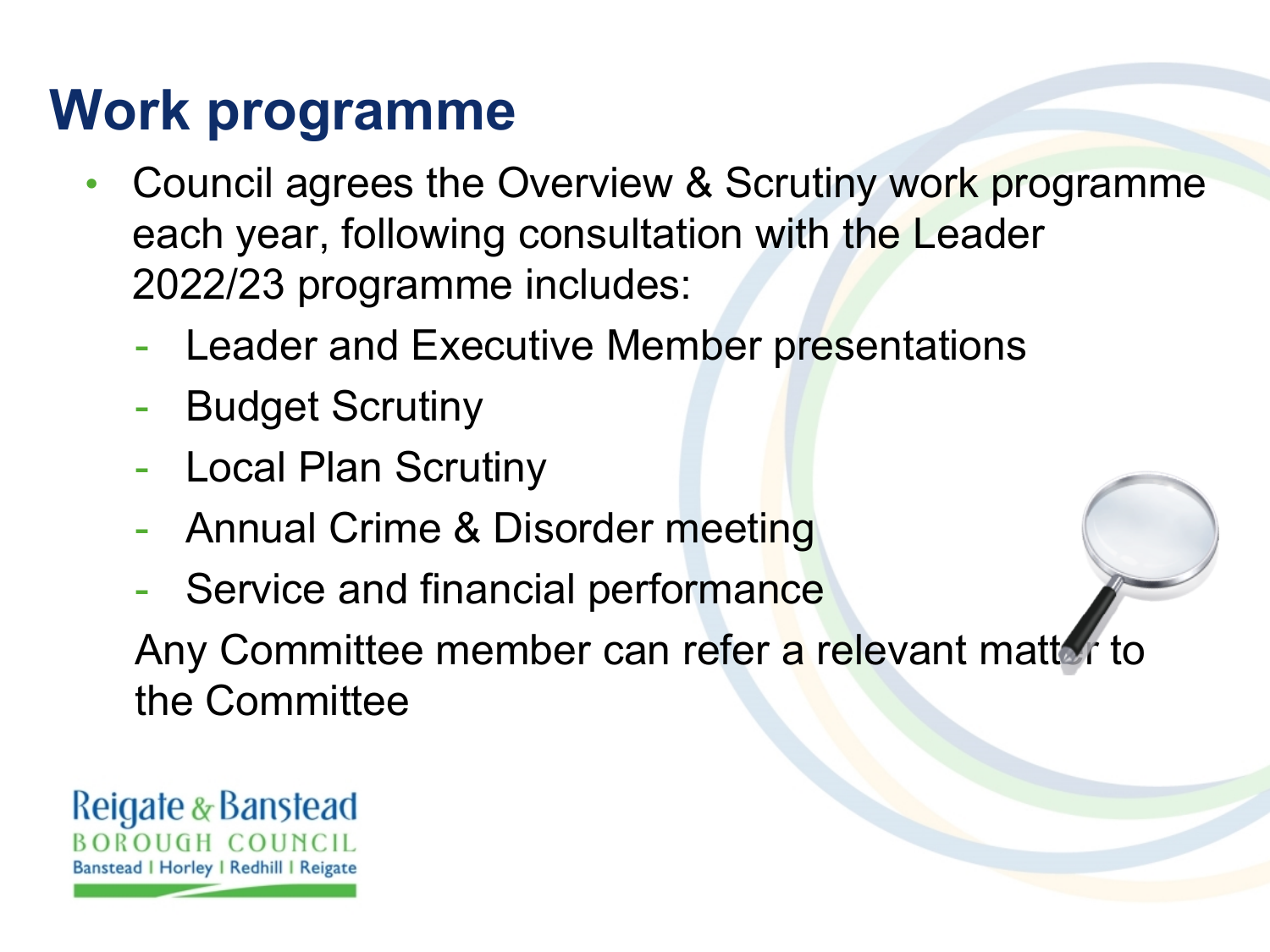# Work programme

- Council agrees the Overview & Scrutiny work programme each year, following consultation with the Leader 2022/23 programme includes:
  - Leader and Executive Member presentations
  - Budget Scrutiny
  - Local Plan Scrutiny
  - Annual Crime & Disorder meeting
  - Service and financial performance

  Any Committee member can refer a relevant matter to the Committee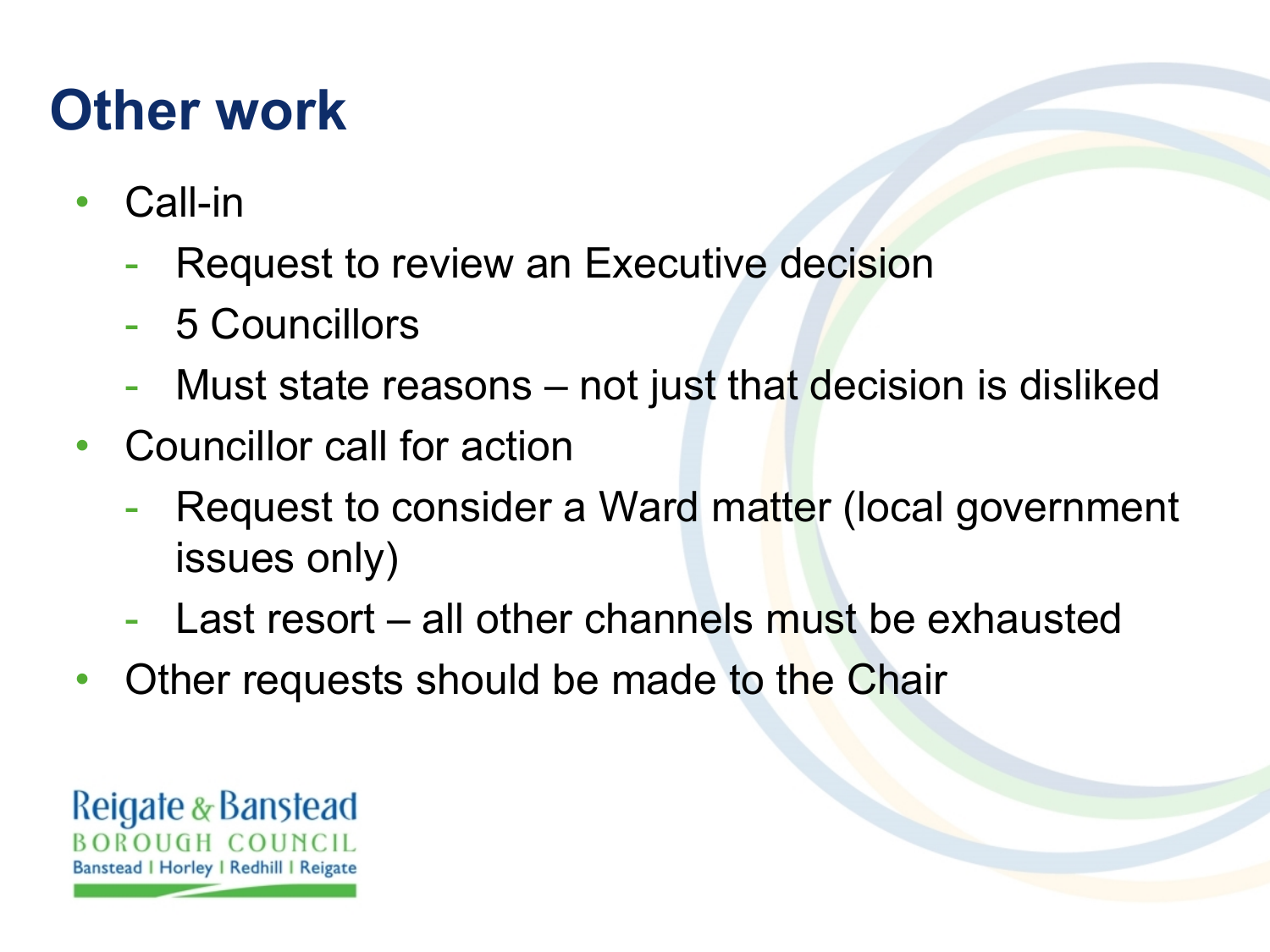# Other work

- Call-in
  - Request to review an Executive decision
  - 5 Councillors
  - Must state reasons – not just that decision is disliked
- Councillor call for action
  - Request to consider a Ward matter (local government issues only)
  - Last resort – all other channels must be exhausted
- Other requests should be made to the Chair

Reigate & Banstead
BOROUGH COUNCIL
Banstead | Horley | Redhill | Reigate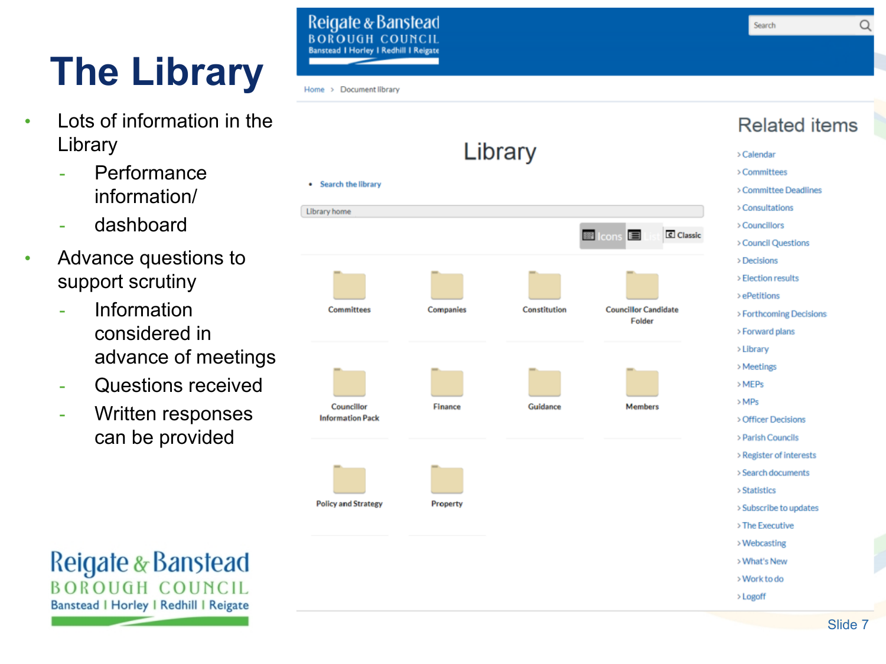# The Library

- Lots of information in the Library
  - Performance information/
  - dashboard
- Advance questions to support scrutiny
  - Information considered in advance of meetings
  - Questions received
  - Written responses can be provided

Reigate & Banstead
BOROUGH COUNCIL
Banstead | Horley | Redhill | Reigate

Home > Document library

## Library

- Search the library

Library home

Icons | List | Classic

Committees
Companies
Constitution
Councillor Candidate Folder
Councillor Information Pack
Finance
Guidance
Members
Policy and Strategy
Property

### Related items

- Calendar
- Committees
- Committee Deadlines
- Consultations
- Councillors
- Council Questions
- Decisions
- Election results
- ePetitions
- Forthcoming Decisions
- Forward plans
- Library
- Meetings
- MEPs
- MPs
- Officer Decisions
- Parish Councils
- Register of interests
- Search documents
- Statistics
- Subscribe to updates
- The Executive
- Webcasting
- What's New
- Work to do
- Logoff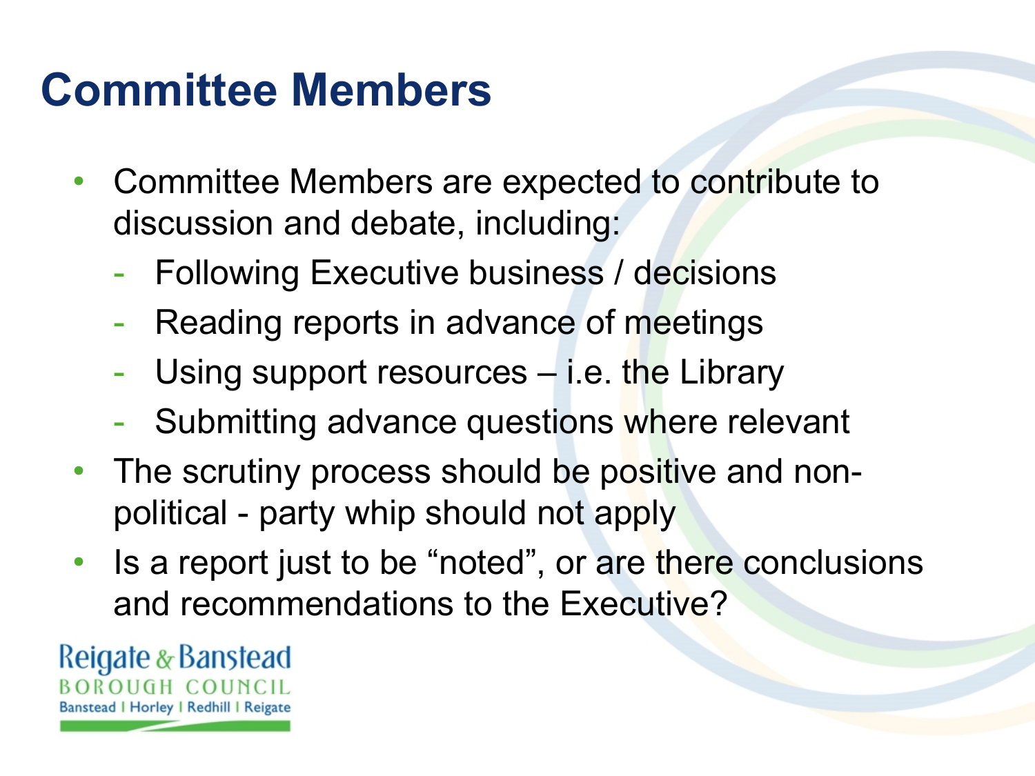# Committee Members

- Committee Members are expected to contribute to discussion and debate, including:
  - Following Executive business / decisions
  - Reading reports in advance of meetings
  - Using support resources – i.e. the Library
  - Submitting advance questions where relevant
- The scrutiny process should be positive and non-political - party whip should not apply
- Is a report just to be "noted", or are there conclusions and recommendations to the Executive?

Reigate & Banstead
BOROUGH COUNCIL
Banstead | Horley | Redhill | Reigate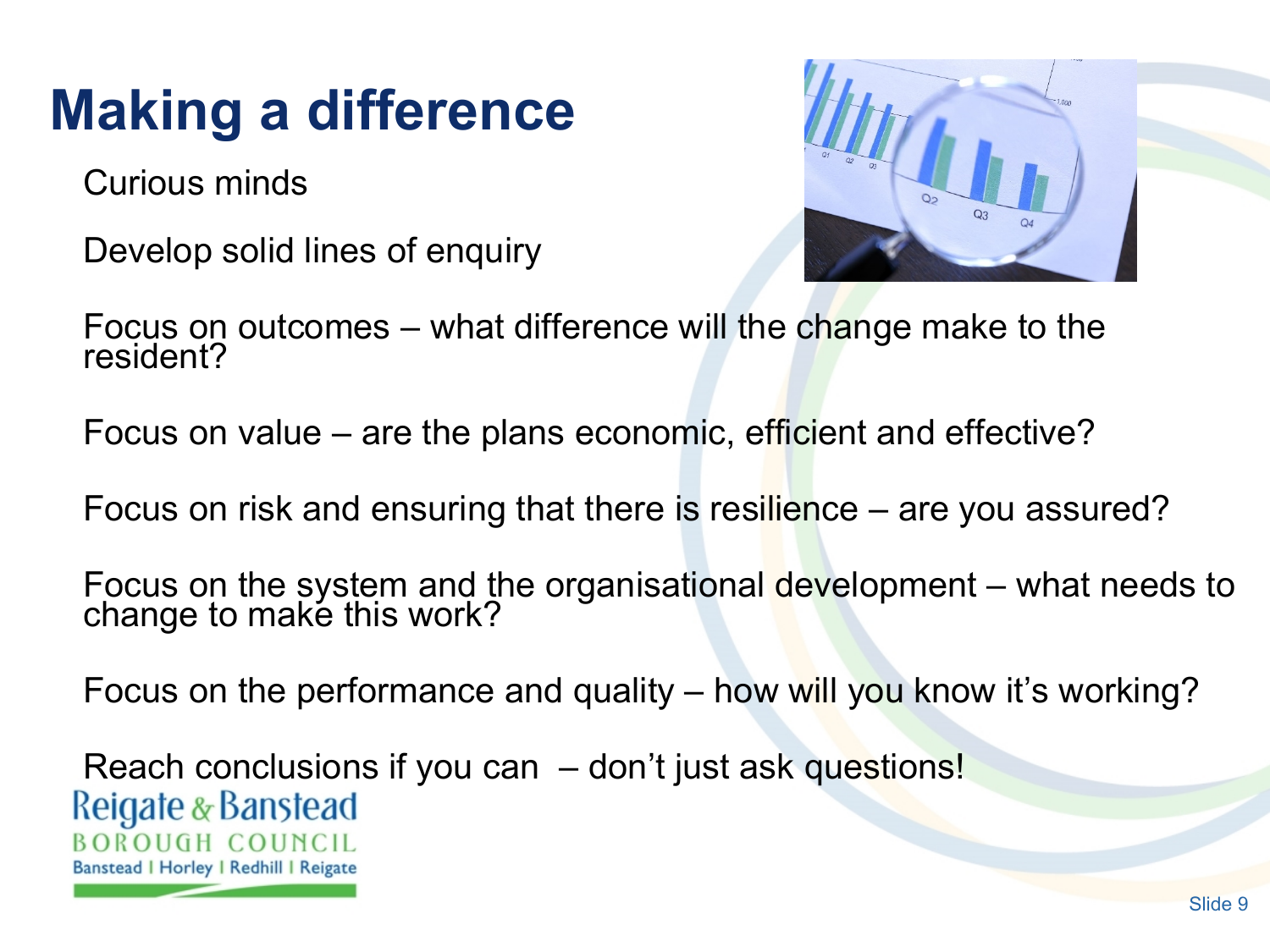# Making a difference

Curious minds

Develop solid lines of enquiry

Focus on outcomes – what difference will the change make to the resident?

Focus on value – are the plans economic, efficient and effective?

Focus on risk and ensuring that there is resilience – are you assured?

Focus on the system and the organisational development – what needs to change to make this work?

Focus on the performance and quality – how will you know it's working?

Reach conclusions if you can – don't just ask questions!

Reigate & Banstead
BOROUGH COUNCIL
Banstead | Horley | Redhill | Reigate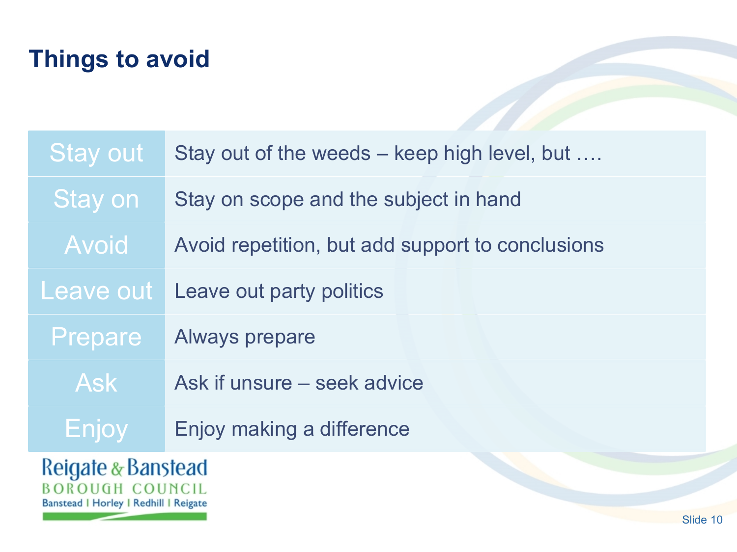# Things to avoid

| | |
|---|---|
| Stay out | Stay out of the weeds – keep high level, but …. |
| Stay on | Stay on scope and the subject in hand |
| Avoid | Avoid repetition, but add support to conclusions |
| Leave out | Leave out party politics |
| Prepare | Always prepare |
| Ask | Ask if unsure – seek advice |
| Enjoy | Enjoy making a difference |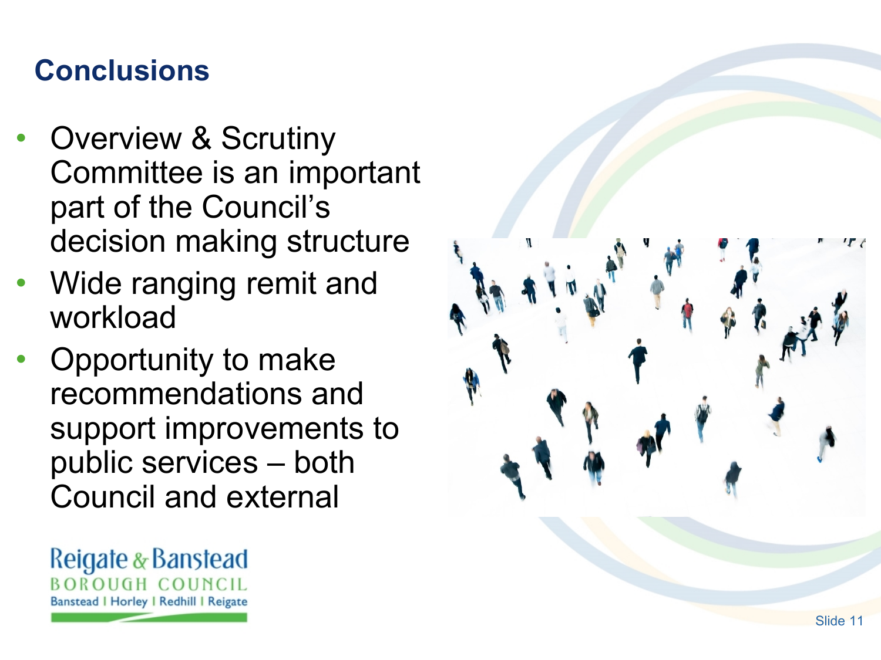## Conclusions

- Overview & Scrutiny Committee is an important part of the Council's decision making structure
- Wide ranging remit and workload
- Opportunity to make recommendations and support improvements to public services – both Council and external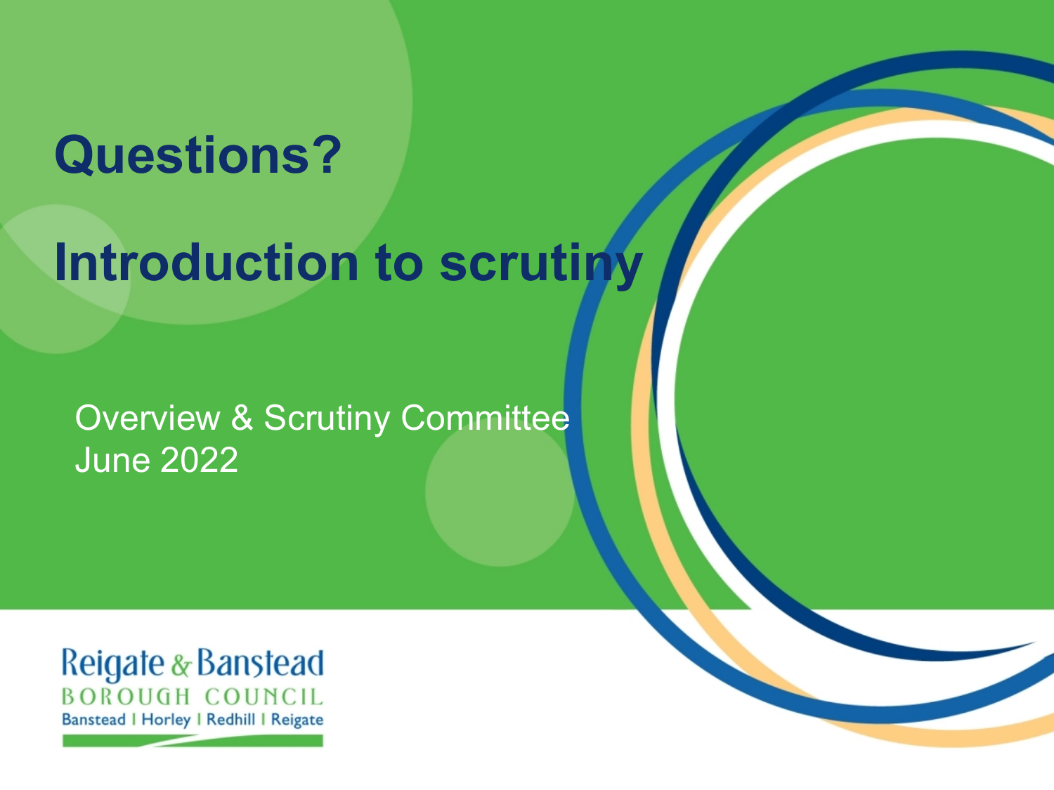# Questions?

# Introduction to scrutiny

Overview & Scrutiny Committee
June 2022

Reigate & Banstead
BOROUGH COUNCIL
Banstead | Horley | Redhill | Reigate